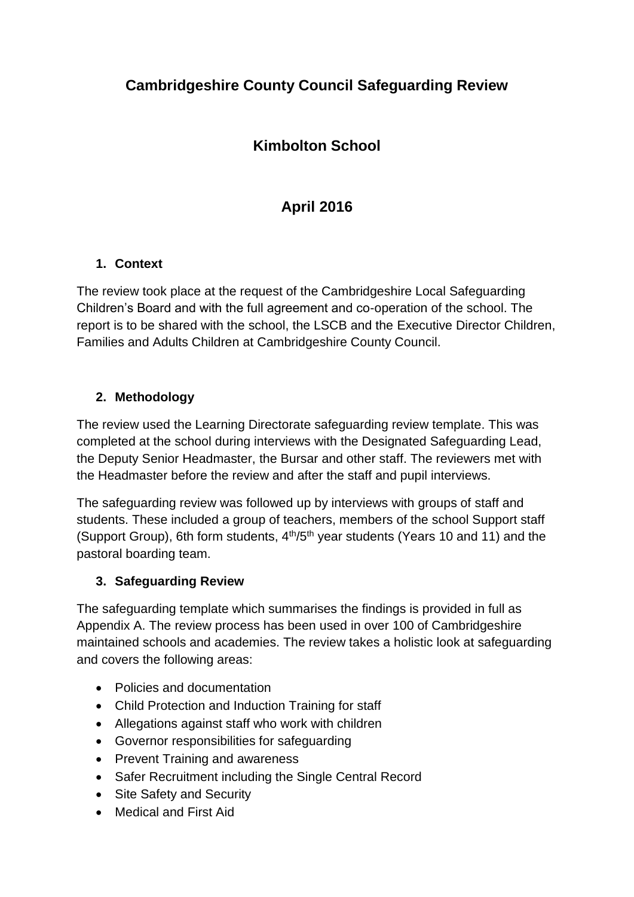# Cambridgeshire County Council Safeguarding Review

## Kimbolton School

## April 2016

### 1. Context

The review took place at the request of the Cambridgeshire Local Safeguarding Children's Board and with the full agreement and co-operation of the school. The report is to be shared with the school, the LSCB and the Executive Director Children, Families and Adults Children at Cambridgeshire County Council.

### 2. Methodology

The review used the Learning Directorate safeguarding review template. This was completed at the school during interviews with the Designated Safeguarding Lead, the Deputy Senior Headmaster, the Bursar and other staff. The reviewers met with the Headmaster before the review and after the staff and pupil interviews.

The safeguarding review was followed up by interviews with groups of staff and students. These included a group of teachers, members of the school Support staff (Support Group), 6th form students, 4th/5th year students (Years 10 and 11) and the pastoral boarding team.

### 3. Safeguarding Review

The safeguarding template which summarises the findings is provided in full as Appendix A. The review process has been used in over 100 of Cambridgeshire maintained schools and academies. The review takes a holistic look at safeguarding and covers the following areas:

- Policies and documentation
- Child Protection and Induction Training for staff
- Allegations against staff who work with children
- Governor responsibilities for safeguarding
- Prevent Training and awareness
- Safer Recruitment including the Single Central Record
- Site Safety and Security
- Medical and First Aid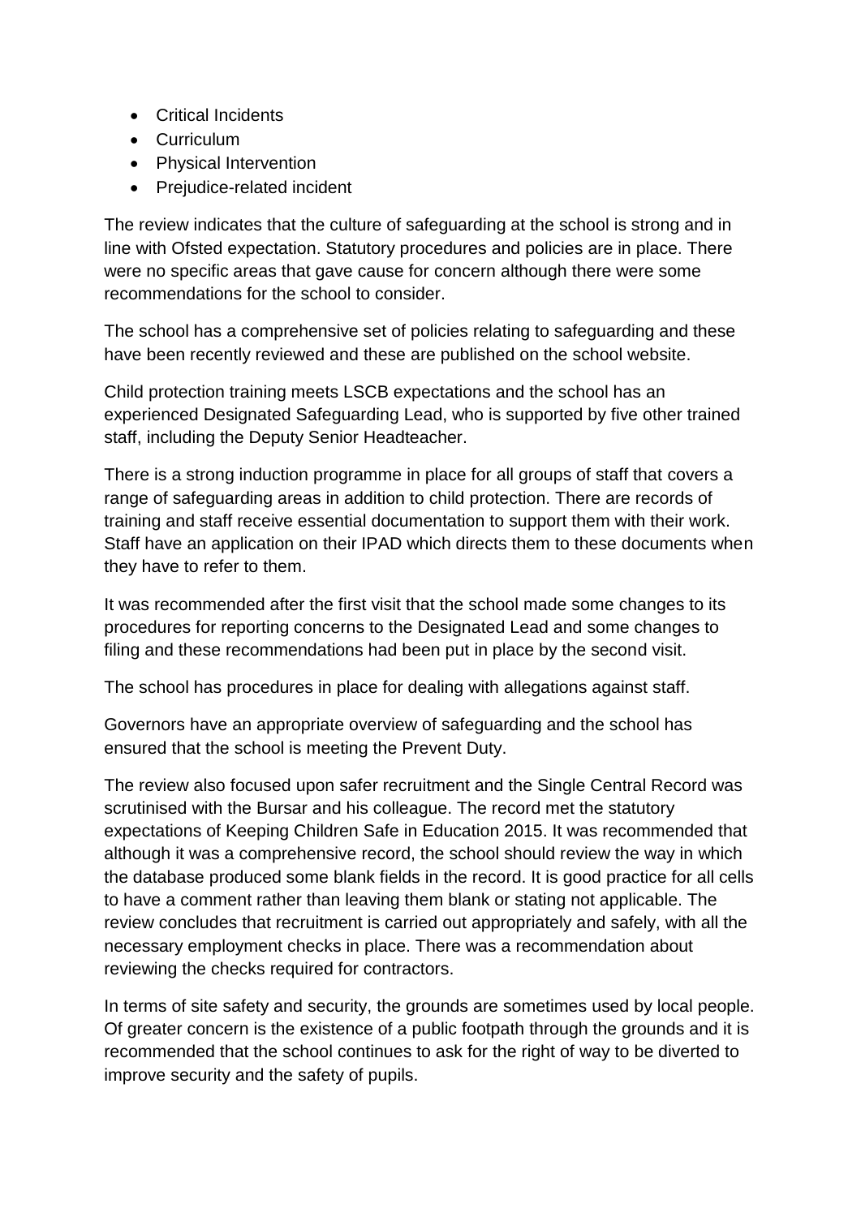- Critical Incidents
- Curriculum
- Physical Intervention
- Prejudice-related incident

The review indicates that the culture of safeguarding at the school is strong and in line with Ofsted expectation. Statutory procedures and policies are in place. There were no specific areas that gave cause for concern although there were some recommendations for the school to consider.

The school has a comprehensive set of policies relating to safeguarding and these have been recently reviewed and these are published on the school website.

Child protection training meets LSCB expectations and the school has an experienced Designated Safeguarding Lead, who is supported by five other trained staff, including the Deputy Senior Headteacher.

There is a strong induction programme in place for all groups of staff that covers a range of safeguarding areas in addition to child protection. There are records of training and staff receive essential documentation to support them with their work. Staff have an application on their IPAD which directs them to these documents when they have to refer to them.

It was recommended after the first visit that the school made some changes to its procedures for reporting concerns to the Designated Lead and some changes to filing and these recommendations had been put in place by the second visit.

The school has procedures in place for dealing with allegations against staff.

Governors have an appropriate overview of safeguarding and the school has ensured that the school is meeting the Prevent Duty.

The review also focused upon safer recruitment and the Single Central Record was scrutinised with the Bursar and his colleague. The record met the statutory expectations of Keeping Children Safe in Education 2015. It was recommended that although it was a comprehensive record, the school should review the way in which the database produced some blank fields in the record. It is good practice for all cells to have a comment rather than leaving them blank or stating not applicable. The review concludes that recruitment is carried out appropriately and safely, with all the necessary employment checks in place. There was a recommendation about reviewing the checks required for contractors.

In terms of site safety and security, the grounds are sometimes used by local people. Of greater concern is the existence of a public footpath through the grounds and it is recommended that the school continues to ask for the right of way to be diverted to improve security and the safety of pupils.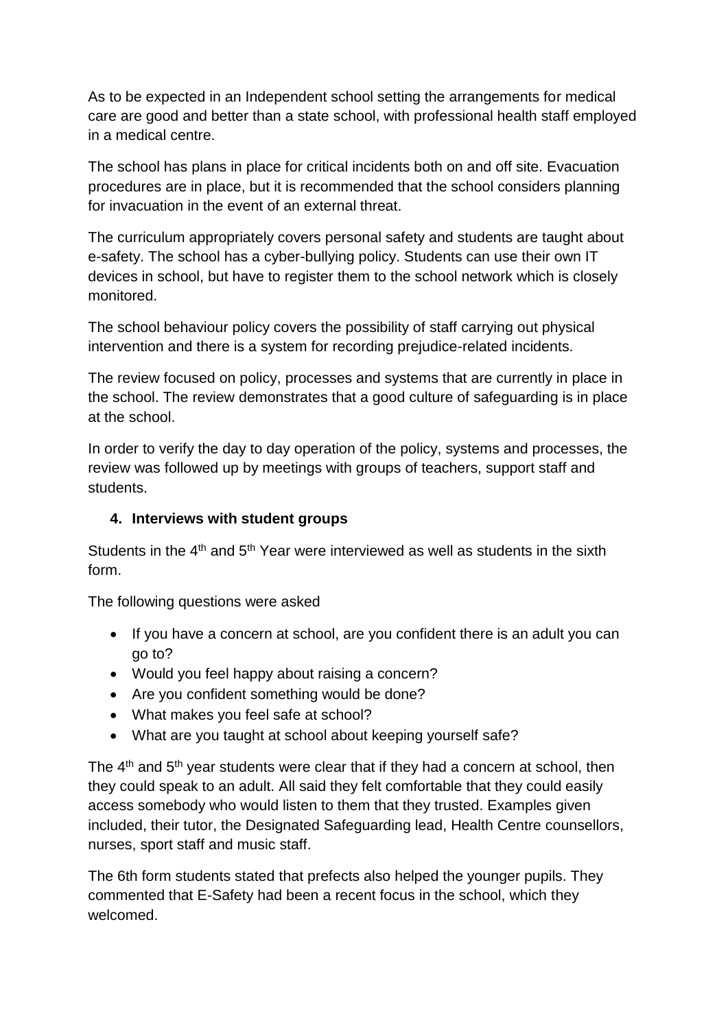As to be expected in an Independent school setting the arrangements for medical care are good and better than a state school, with professional health staff employed in a medical centre.

The school has plans in place for critical incidents both on and off site. Evacuation procedures are in place, but it is recommended that the school considers planning for invacuation in the event of an external threat.

The curriculum appropriately covers personal safety and students are taught about e-safety. The school has a cyber-bullying policy. Students can use their own IT devices in school, but have to register them to the school network which is closely monitored.

The school behaviour policy covers the possibility of staff carrying out physical intervention and there is a system for recording prejudice-related incidents.

The review focused on policy, processes and systems that are currently in place in the school. The review demonstrates that a good culture of safeguarding is in place at the school.

In order to verify the day to day operation of the policy, systems and processes, the review was followed up by meetings with groups of teachers, support staff and students.

### 4. Interviews with student groups

Students in the 4th and 5th Year were interviewed as well as students in the sixth form.

The following questions were asked

- If you have a concern at school, are you confident there is an adult you can go to?
- Would you feel happy about raising a concern?
- Are you confident something would be done?
- What makes you feel safe at school?
- What are you taught at school about keeping yourself safe?

The 4th and 5th year students were clear that if they had a concern at school, then they could speak to an adult. All said they felt comfortable that they could easily access somebody who would listen to them that they trusted. Examples given included, their tutor, the Designated Safeguarding lead, Health Centre counsellors, nurses, sport staff and music staff.

The 6th form students stated that prefects also helped the younger pupils. They commented that E-Safety had been a recent focus in the school, which they welcomed.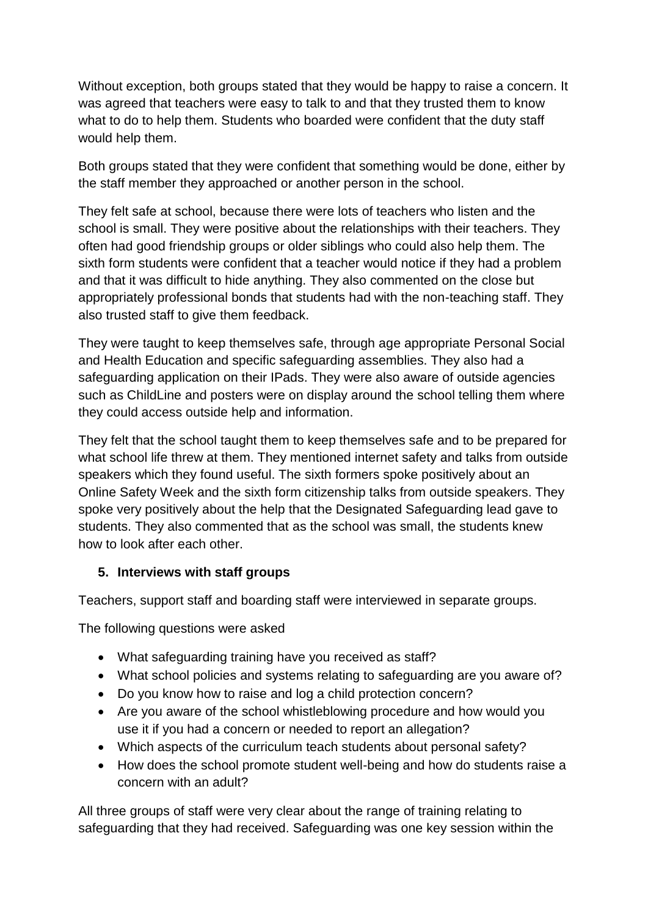Without exception, both groups stated that they would be happy to raise a concern. It was agreed that teachers were easy to talk to and that they trusted them to know what to do to help them. Students who boarded were confident that the duty staff would help them.

Both groups stated that they were confident that something would be done, either by the staff member they approached or another person in the school.

They felt safe at school, because there were lots of teachers who listen and the school is small. They were positive about the relationships with their teachers. They often had good friendship groups or older siblings who could also help them. The sixth form students were confident that a teacher would notice if they had a problem and that it was difficult to hide anything. They also commented on the close but appropriately professional bonds that students had with the non-teaching staff. They also trusted staff to give them feedback.

They were taught to keep themselves safe, through age appropriate Personal Social and Health Education and specific safeguarding assemblies. They also had a safeguarding application on their IPads. They were also aware of outside agencies such as ChildLine and posters were on display around the school telling them where they could access outside help and information.

They felt that the school taught them to keep themselves safe and to be prepared for what school life threw at them. They mentioned internet safety and talks from outside speakers which they found useful. The sixth formers spoke positively about an Online Safety Week and the sixth form citizenship talks from outside speakers. They spoke very positively about the help that the Designated Safeguarding lead gave to students. They also commented that as the school was small, the students knew how to look after each other.

## 5. Interviews with staff groups

Teachers, support staff and boarding staff were interviewed in separate groups.

The following questions were asked

- What safeguarding training have you received as staff?
- What school policies and systems relating to safeguarding are you aware of?
- Do you know how to raise and log a child protection concern?
- Are you aware of the school whistleblowing procedure and how would you use it if you had a concern or needed to report an allegation?
- Which aspects of the curriculum teach students about personal safety?
- How does the school promote student well-being and how do students raise a concern with an adult?

All three groups of staff were very clear about the range of training relating to safeguarding that they had received. Safeguarding was one key session within the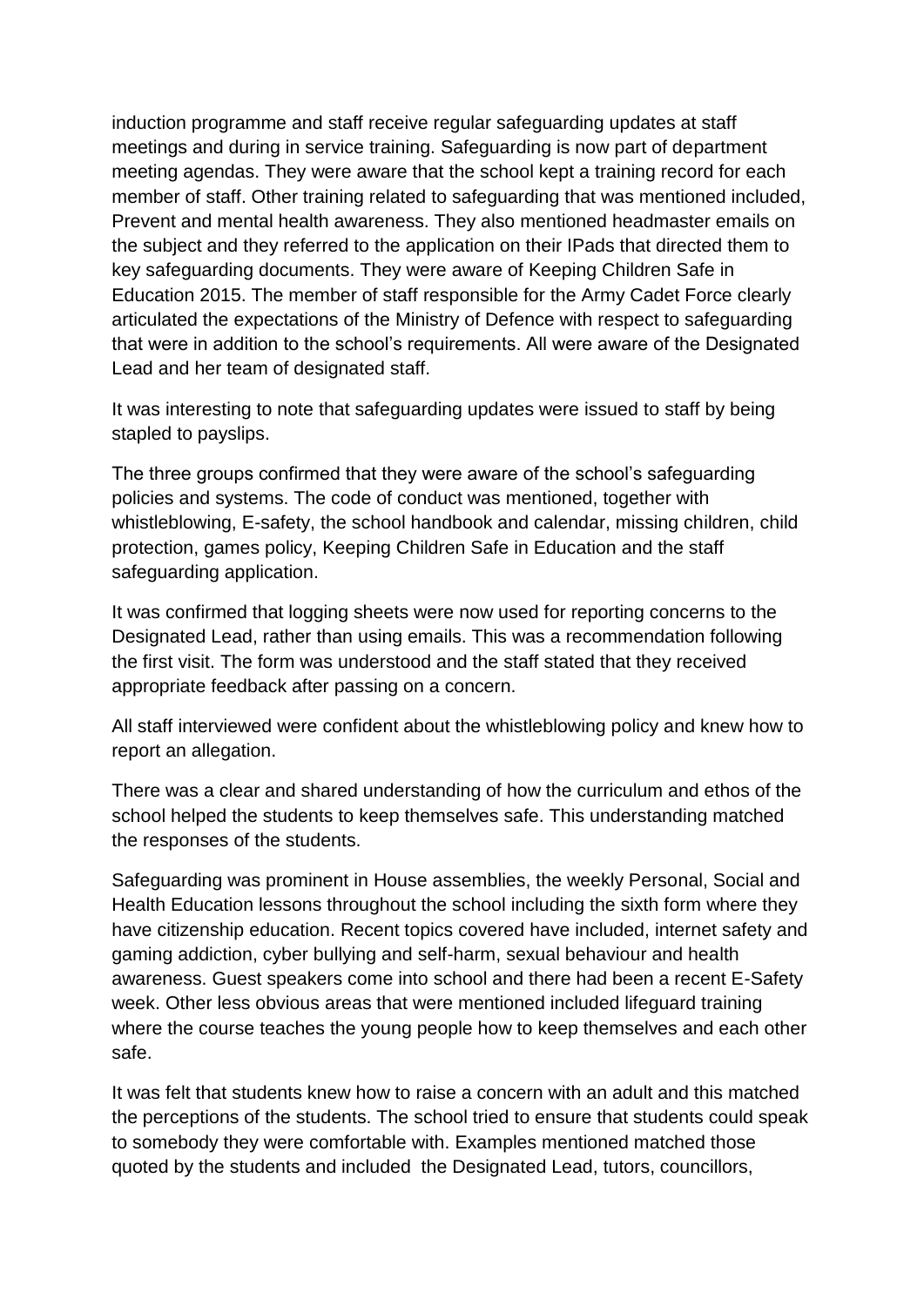induction programme and staff receive regular safeguarding updates at staff meetings and during in service training. Safeguarding is now part of department meeting agendas. They were aware that the school kept a training record for each member of staff. Other training related to safeguarding that was mentioned included, Prevent and mental health awareness. They also mentioned headmaster emails on the subject and they referred to the application on their IPads that directed them to key safeguarding documents. They were aware of Keeping Children Safe in Education 2015. The member of staff responsible for the Army Cadet Force clearly articulated the expectations of the Ministry of Defence with respect to safeguarding that were in addition to the school's requirements. All were aware of the Designated Lead and her team of designated staff.

It was interesting to note that safeguarding updates were issued to staff by being stapled to payslips.

The three groups confirmed that they were aware of the school's safeguarding policies and systems. The code of conduct was mentioned, together with whistleblowing, E-safety, the school handbook and calendar, missing children, child protection, games policy, Keeping Children Safe in Education and the staff safeguarding application.

It was confirmed that logging sheets were now used for reporting concerns to the Designated Lead, rather than using emails. This was a recommendation following the first visit. The form was understood and the staff stated that they received appropriate feedback after passing on a concern.

All staff interviewed were confident about the whistleblowing policy and knew how to report an allegation.

There was a clear and shared understanding of how the curriculum and ethos of the school helped the students to keep themselves safe. This understanding matched the responses of the students.

Safeguarding was prominent in House assemblies, the weekly Personal, Social and Health Education lessons throughout the school including the sixth form where they have citizenship education. Recent topics covered have included, internet safety and gaming addiction, cyber bullying and self-harm, sexual behaviour and health awareness. Guest speakers come into school and there had been a recent E-Safety week. Other less obvious areas that were mentioned included lifeguard training where the course teaches the young people how to keep themselves and each other safe.

It was felt that students knew how to raise a concern with an adult and this matched the perceptions of the students. The school tried to ensure that students could speak to somebody they were comfortable with. Examples mentioned matched those quoted by the students and included the Designated Lead, tutors, councillors,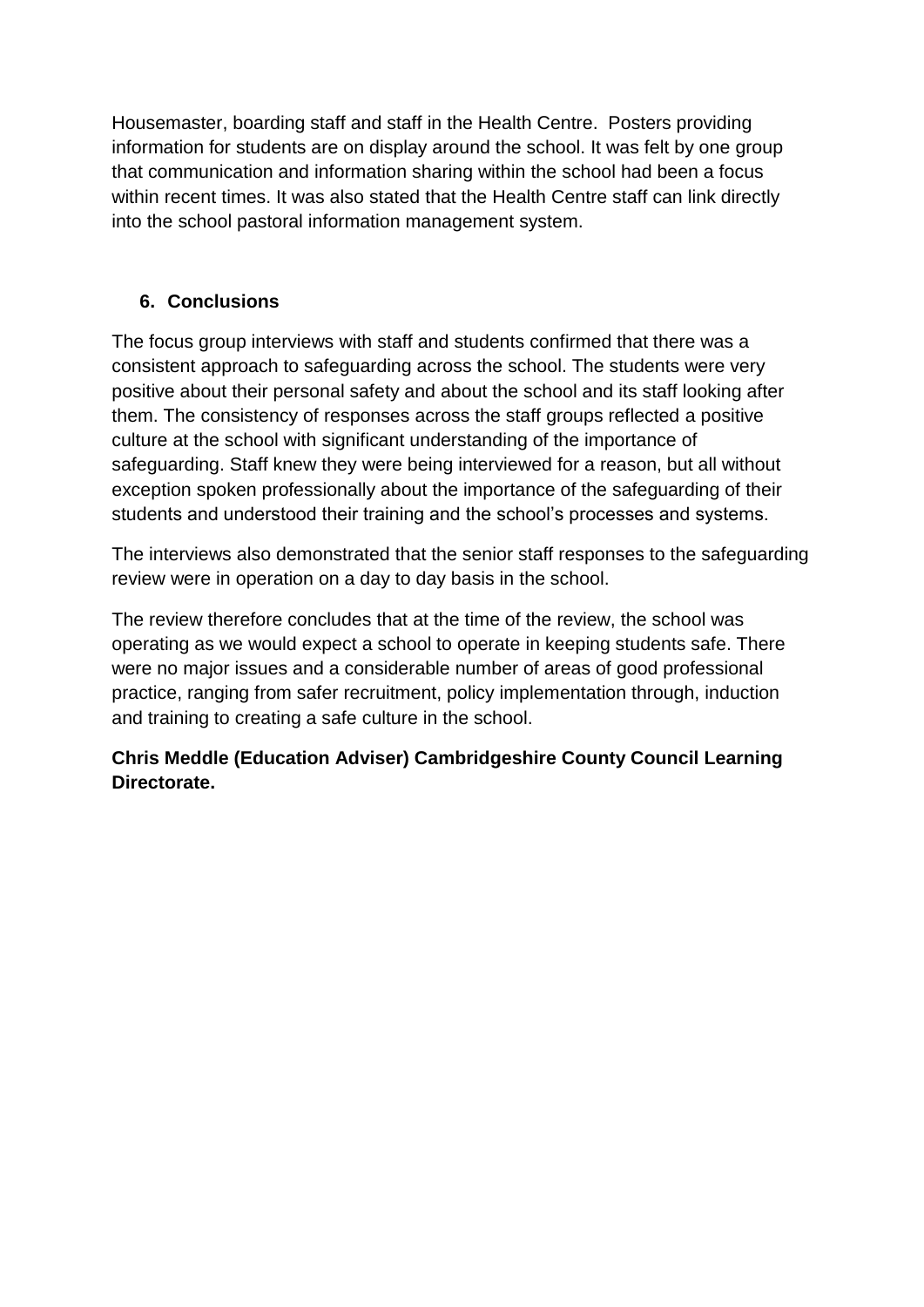Housemaster, boarding staff and staff in the Health Centre. Posters providing information for students are on display around the school. It was felt by one group that communication and information sharing within the school had been a focus within recent times. It was also stated that the Health Centre staff can link directly into the school pastoral information management system.

## 6. Conclusions

The focus group interviews with staff and students confirmed that there was a consistent approach to safeguarding across the school. The students were very positive about their personal safety and about the school and its staff looking after them. The consistency of responses across the staff groups reflected a positive culture at the school with significant understanding of the importance of safeguarding. Staff knew they were being interviewed for a reason, but all without exception spoken professionally about the importance of the safeguarding of their students and understood their training and the school's processes and systems.

The interviews also demonstrated that the senior staff responses to the safeguarding review were in operation on a day to day basis in the school.

The review therefore concludes that at the time of the review, the school was operating as we would expect a school to operate in keeping students safe. There were no major issues and a considerable number of areas of good professional practice, ranging from safer recruitment, policy implementation through, induction and training to creating a safe culture in the school.

**Chris Meddle (Education Adviser) Cambridgeshire County Council Learning Directorate.**